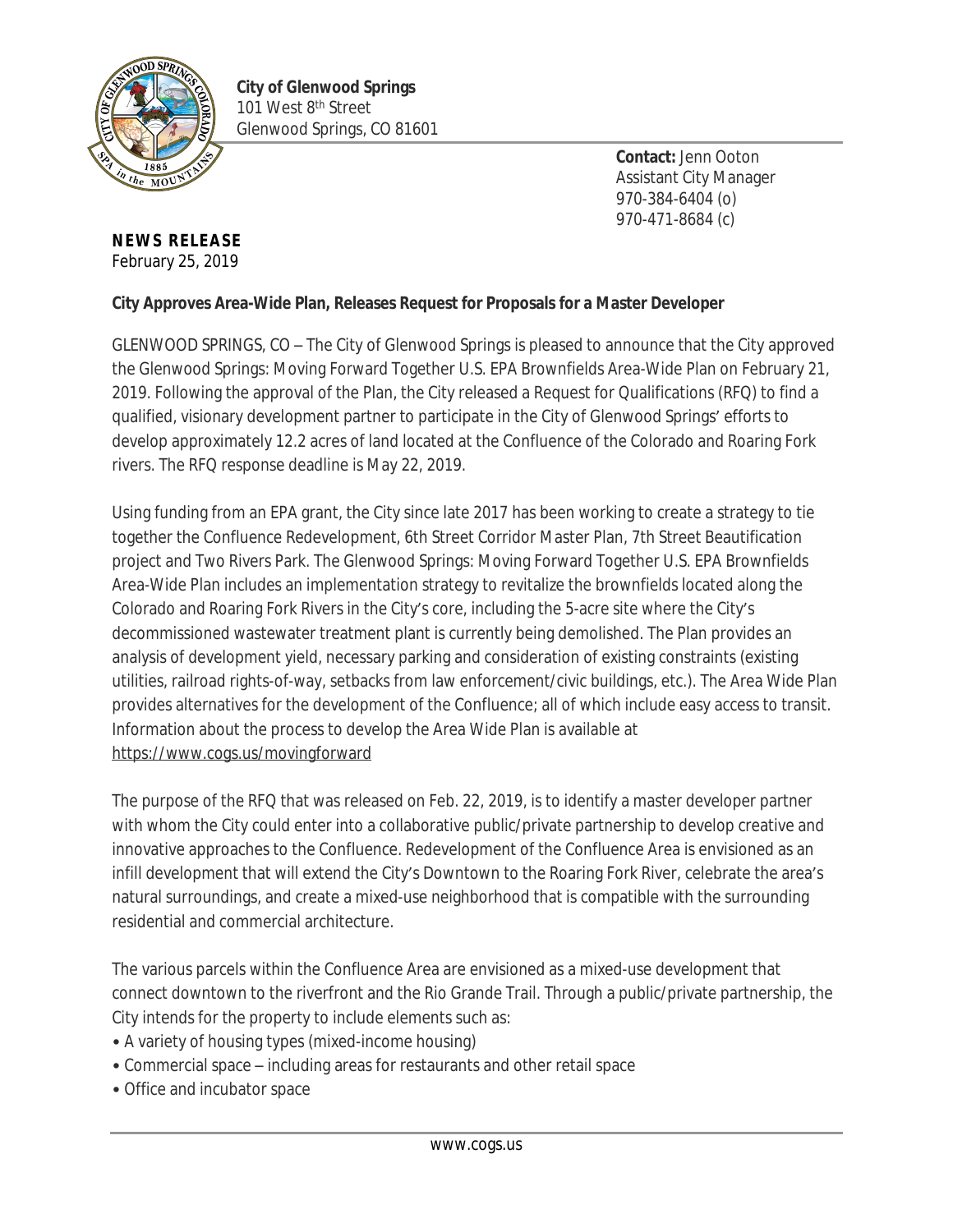**City of Glenwood Springs**
101 West 8th Street
Glenwood Springs, CO 81601

**Contact:** Jenn Ooton
Assistant City Manager
970-384-6404 (o)
970-471-8684 (c)

**NEWS RELEASE**
February 25, 2019

**City Approves Area-Wide Plan, Releases Request for Proposals for a Master Developer**

GLENWOOD SPRINGS, CO – The City of Glenwood Springs is pleased to announce that the City approved the Glenwood Springs: Moving Forward Together U.S. EPA Brownfields Area-Wide Plan on February 21, 2019. Following the approval of the Plan, the City released a Request for Qualifications (RFQ) to find a qualified, visionary development partner to participate in the City of Glenwood Springs' efforts to develop approximately 12.2 acres of land located at the Confluence of the Colorado and Roaring Fork rivers. The RFQ response deadline is May 22, 2019.

Using funding from an EPA grant, the City since late 2017 has been working to create a strategy to tie together the Confluence Redevelopment, 6th Street Corridor Master Plan, 7th Street Beautification project and Two Rivers Park. The Glenwood Springs: Moving Forward Together U.S. EPA Brownfields Area-Wide Plan includes an implementation strategy to revitalize the brownfields located along the Colorado and Roaring Fork Rivers in the City's core, including the 5-acre site where the City's decommissioned wastewater treatment plant is currently being demolished. The Plan provides an analysis of development yield, necessary parking and consideration of existing constraints (existing utilities, railroad rights-of-way, setbacks from law enforcement/civic buildings, etc.). The Area Wide Plan provides alternatives for the development of the Confluence; all of which include easy access to transit. Information about the process to develop the Area Wide Plan is available at https://www.cogs.us/movingforward

The purpose of the RFQ that was released on Feb. 22, 2019, is to identify a master developer partner with whom the City could enter into a collaborative public/private partnership to develop creative and innovative approaches to the Confluence. Redevelopment of the Confluence Area is envisioned as an infill development that will extend the City's Downtown to the Roaring Fork River, celebrate the area's natural surroundings, and create a mixed-use neighborhood that is compatible with the surrounding residential and commercial architecture.

The various parcels within the Confluence Area are envisioned as a mixed-use development that connect downtown to the riverfront and the Rio Grande Trail. Through a public/private partnership, the City intends for the property to include elements such as:

- A variety of housing types (mixed-income housing)
- Commercial space – including areas for restaurants and other retail space
- Office and incubator space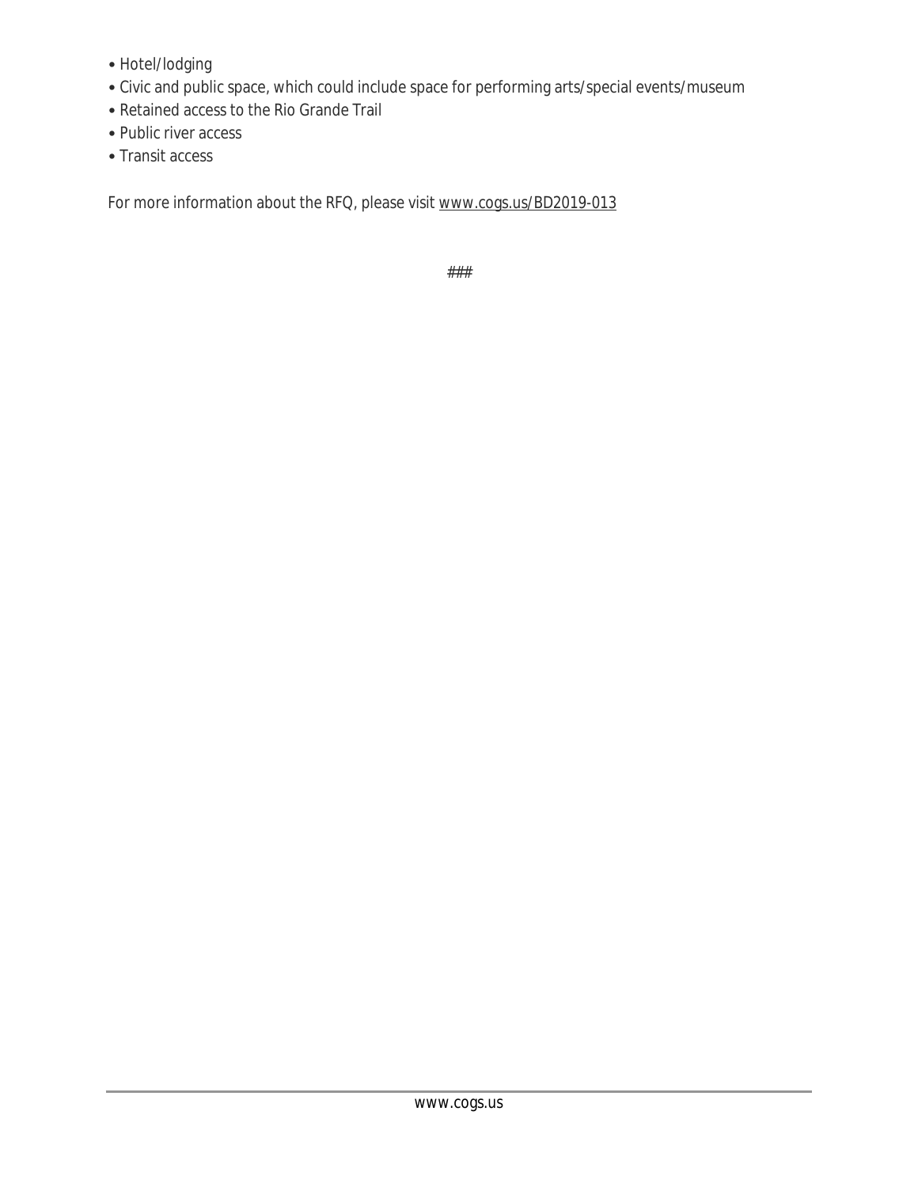- Hotel/lodging
- Civic and public space, which could include space for performing arts/special events/museum
- Retained access to the Rio Grande Trail
- Public river access
- Transit access

For more information about the RFQ, please visit www.cogs.us/BD2019-013

###